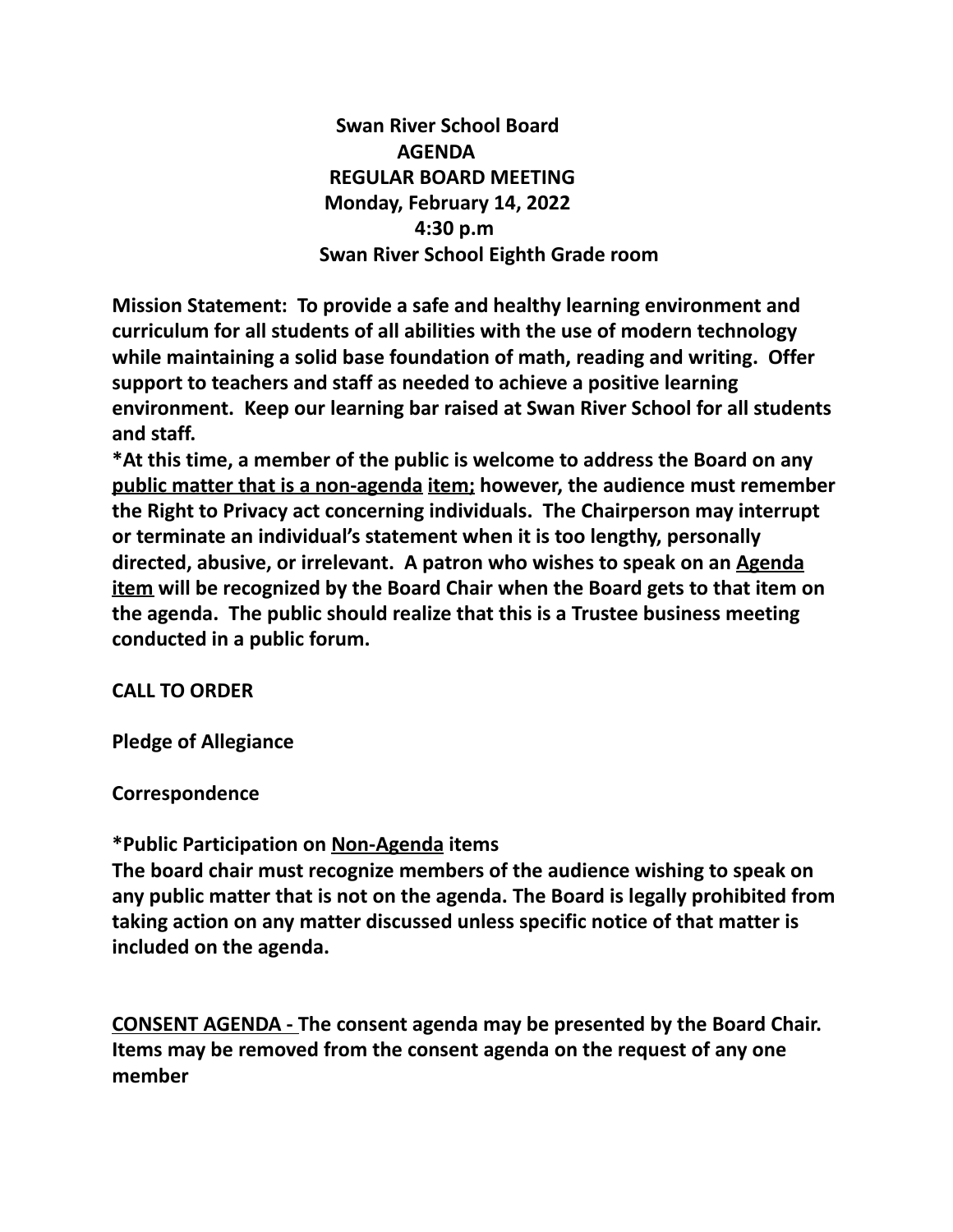# Swan River School Board
## AGENDA
## REGULAR BOARD MEETING
**Monday, February 14, 2022**
**4:30 p.m**
**Swan River School Eighth Grade room**

**Mission Statement: To provide a safe and healthy learning environment and curriculum for all students of all abilities with the use of modern technology while maintaining a solid base foundation of math, reading and writing. Offer support to teachers and staff as needed to achieve a positive learning environment. Keep our learning bar raised at Swan River School for all students and staff.**

**\*At this time, a member of the public is welcome to address the Board on any <u>public matter that is a non-agenda</u> <u>item;</u> however, the audience must remember the Right to Privacy act concerning individuals. The Chairperson may interrupt or terminate an individual's statement when it is too lengthy, personally directed, abusive, or irrelevant. A patron who wishes to speak on an <u>Agenda item</u> will be recognized by the Board Chair when the Board gets to that item on the agenda. The public should realize that this is a Trustee business meeting conducted in a public forum.**

**CALL TO ORDER**

**Pledge of Allegiance**

**Correspondence**

**\*Public Participation on <u>Non-Agenda</u> items**
**The board chair must recognize members of the audience wishing to speak on any public matter that is not on the agenda. The Board is legally prohibited from taking action on any matter discussed unless specific notice of that matter is included on the agenda.**

**<u>CONSENT AGENDA -</u> The consent agenda may be presented by the Board Chair. Items may be removed from the consent agenda on the request of any one member**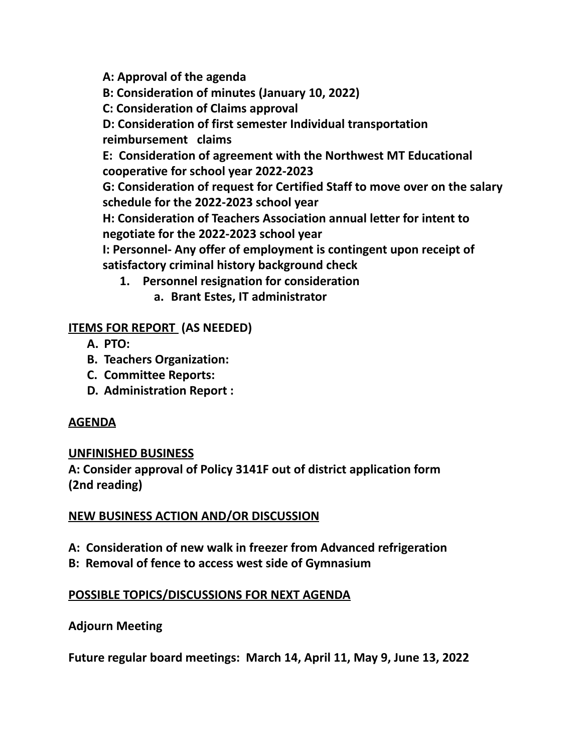**A: Approval of the agenda**

**B: Consideration of minutes (January 10, 2022)**

**C: Consideration of Claims approval**

**D: Consideration of first semester Individual transportation reimbursement claims**

**E: Consideration of agreement with the Northwest MT Educational cooperative for school year 2022-2023**

**G: Consideration of request for Certified Staff to move over on the salary schedule for the 2022-2023 school year**

**H: Consideration of Teachers Association annual letter for intent to negotiate for the 2022-2023 school year**

**I: Personnel- Any offer of employment is contingent upon receipt of satisfactory criminal history background check**

1. **Personnel resignation for consideration**
    a. **Brant Estes, IT administrator**

**ITEMS FOR REPORT (AS NEEDED)**

A. **PTO:**
B. **Teachers Organization:**
C. **Committee Reports:**
D. **Administration Report :**

**AGENDA**

**UNFINISHED BUSINESS**

**A: Consider approval of Policy 3141F out of district application form (2nd reading)**

**NEW BUSINESS ACTION AND/OR DISCUSSION**

**A: Consideration of new walk in freezer from Advanced refrigeration**

**B: Removal of fence to access west side of Gymnasium**

**POSSIBLE TOPICS/DISCUSSIONS FOR NEXT AGENDA**

**Adjourn Meeting**

**Future regular board meetings: March 14, April 11, May 9, June 13, 2022**